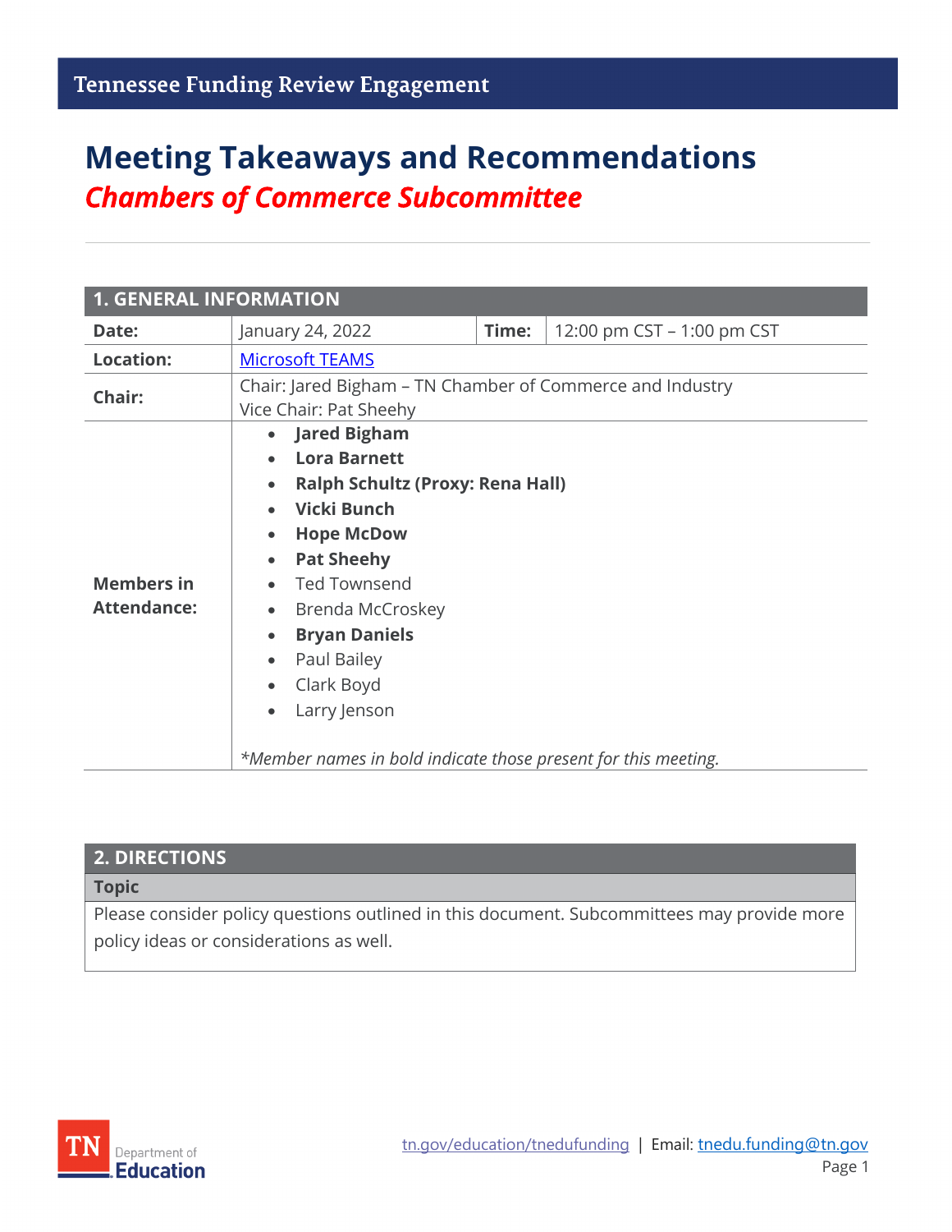Tennessee Funding Review Engagement

# Meeting Takeaways and Recommendations

## *Chambers of Commerce Subcommittee*

| 1. GENERAL INFORMATION | | | |
|---|---|---|---|
| **Date:** | January 24, 2022 | **Time:** | 12:00 pm CST – 1:00 pm CST |
| **Location:** | Microsoft TEAMS | | |
| **Chair:** | Chair: Jared Bigham – TN Chamber of Commerce and Industry<br>Vice Chair: Pat Sheehy | | |
| **Members in Attendance:** | • **Jared Bigham**<br>• **Lora Barnett**<br>• **Ralph Schultz (Proxy: Rena Hall)**<br>• **Vicki Bunch**<br>• **Hope McDow**<br>• **Pat Sheehy**<br>• Ted Townsend<br>• Brenda McCroskey<br>• **Bryan Daniels**<br>• Paul Bailey<br>• Clark Boyd<br>• Larry Jenson<br><br>*\*Member names in bold indicate those present for this meeting.* | | |

| 2. DIRECTIONS |
|---|
| **Topic** |
| Please consider policy questions outlined in this document. Subcommittees may provide more policy ideas or considerations as well. |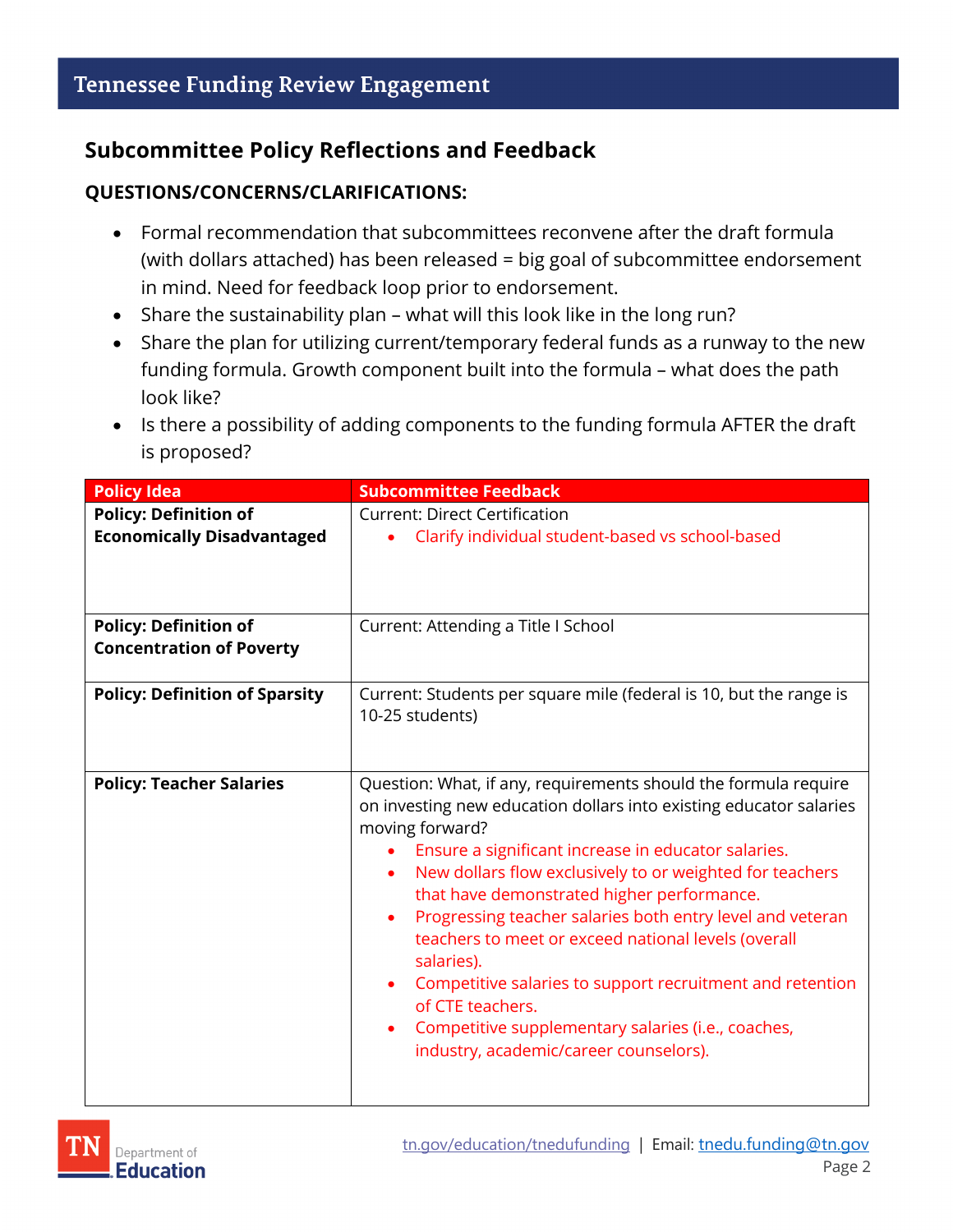## Subcommittee Policy Reflections and Feedback

**QUESTIONS/CONCERNS/CLARIFICATIONS:**

- Formal recommendation that subcommittees reconvene after the draft formula (with dollars attached) has been released = big goal of subcommittee endorsement in mind. Need for feedback loop prior to endorsement.
- Share the sustainability plan – what will this look like in the long run?
- Share the plan for utilizing current/temporary federal funds as a runway to the new funding formula. Growth component built into the formula – what does the path look like?
- Is there a possibility of adding components to the funding formula AFTER the draft is proposed?

| Policy Idea | Subcommittee Feedback |
| --- | --- |
| **Policy: Definition of Economically Disadvantaged** | Current: Direct Certification<br>• Clarify individual student-based vs school-based |
| **Policy: Definition of Concentration of Poverty** | Current: Attending a Title I School |
| **Policy: Definition of Sparsity** | Current: Students per square mile (federal is 10, but the range is 10-25 students) |
| **Policy: Teacher Salaries** | Question: What, if any, requirements should the formula require on investing new education dollars into existing educator salaries moving forward?<br>• Ensure a significant increase in educator salaries.<br>• New dollars flow exclusively to or weighted for teachers that have demonstrated higher performance.<br>• Progressing teacher salaries both entry level and veteran teachers to meet or exceed national levels (overall salaries).<br>• Competitive salaries to support recruitment and retention of CTE teachers.<br>• Competitive supplementary salaries (i.e., coaches, industry, academic/career counselors). |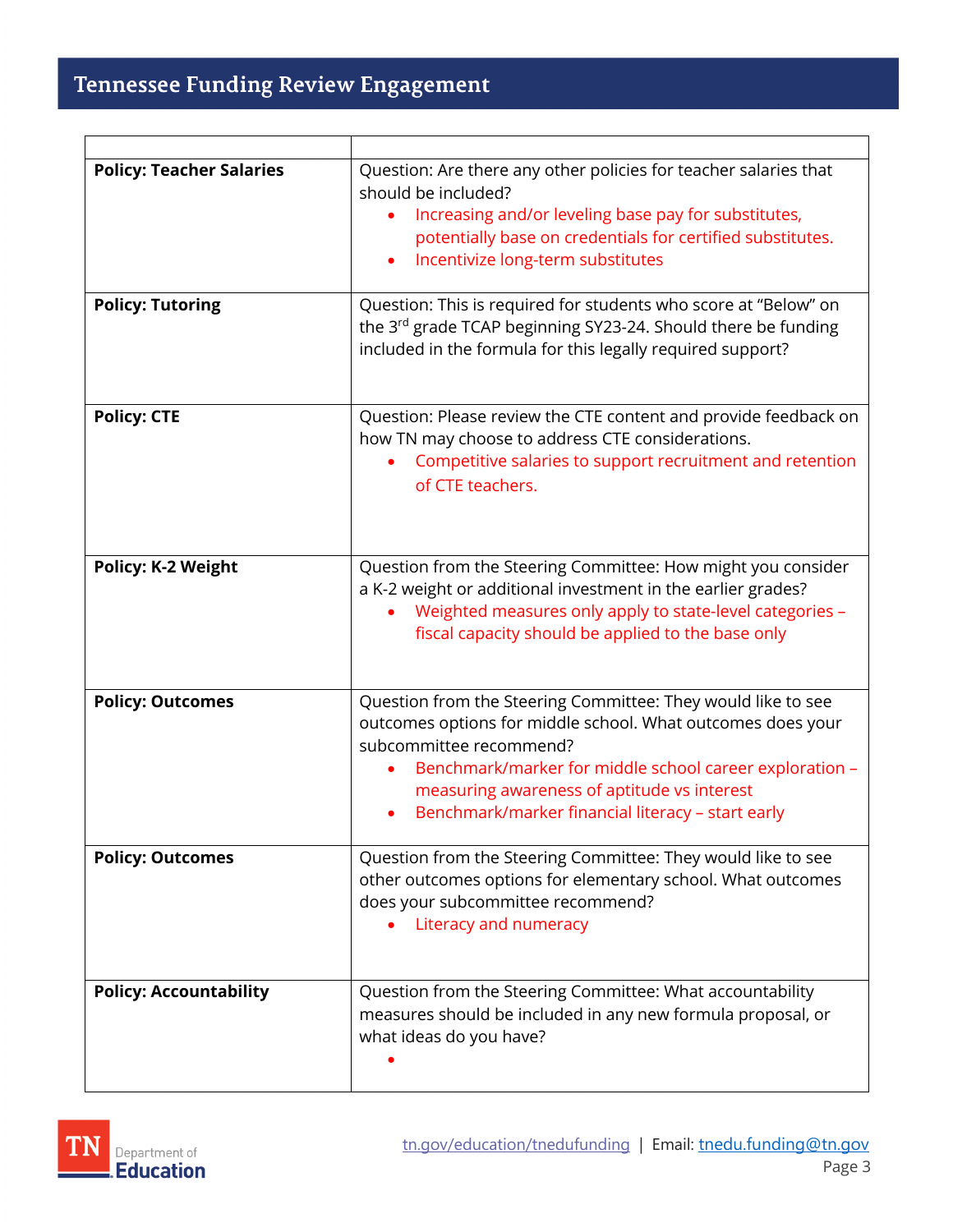| | |
|---|---|
| **Policy: Teacher Salaries** | Question: Are there any other policies for teacher salaries that should be included?<br>• Increasing and/or leveling base pay for substitutes, potentially base on credentials for certified substitutes.<br>• Incentivize long-term substitutes |
| **Policy: Tutoring** | Question: This is required for students who score at "Below" on the 3rd grade TCAP beginning SY23-24. Should there be funding included in the formula for this legally required support? |
| **Policy: CTE** | Question: Please review the CTE content and provide feedback on how TN may choose to address CTE considerations.<br>• Competitive salaries to support recruitment and retention of CTE teachers. |
| **Policy: K-2 Weight** | Question from the Steering Committee: How might you consider a K-2 weight or additional investment in the earlier grades?<br>• Weighted measures only apply to state-level categories – fiscal capacity should be applied to the base only |
| **Policy: Outcomes** | Question from the Steering Committee: They would like to see outcomes options for middle school. What outcomes does your subcommittee recommend?<br>• Benchmark/marker for middle school career exploration – measuring awareness of aptitude vs interest<br>• Benchmark/marker financial literacy – start early |
| **Policy: Outcomes** | Question from the Steering Committee: They would like to see other outcomes options for elementary school. What outcomes does your subcommittee recommend?<br>• Literacy and numeracy |
| **Policy: Accountability** | Question from the Steering Committee: What accountability measures should be included in any new formula proposal, or what ideas do you have?<br>• |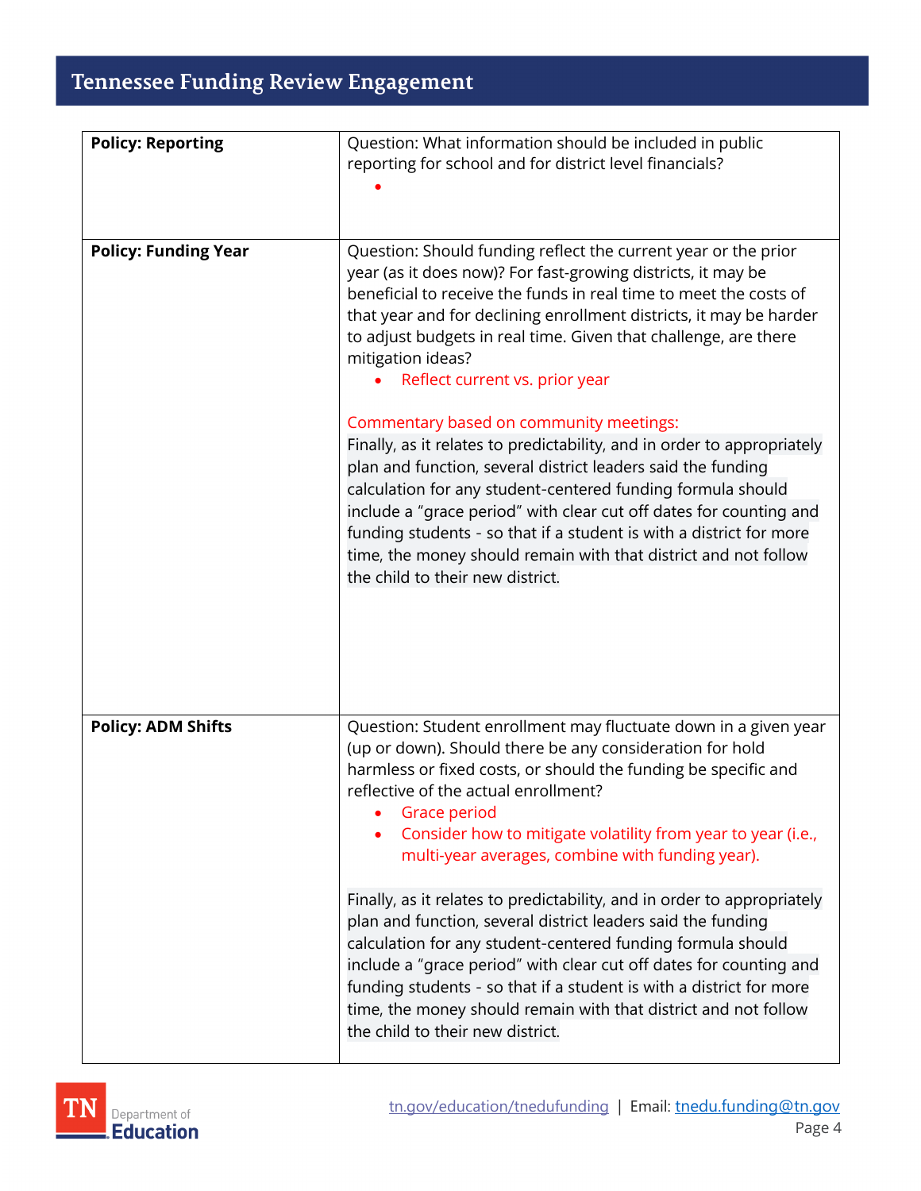| **Policy: Reporting** | Question: What information should be included in public reporting for school and for district level financials?<br>• |
|---|---|
| **Policy: Funding Year** | Question: Should funding reflect the current year or the prior year (as it does now)? For fast-growing districts, it may be beneficial to receive the funds in real time to meet the costs of that year and for declining enrollment districts, it may be harder to adjust budgets in real time. Given that challenge, are there mitigation ideas?<br>• Reflect current vs. prior year<br><br>Commentary based on community meetings:<br>Finally, as it relates to predictability, and in order to appropriately plan and function, several district leaders said the funding calculation for any student-centered funding formula should include a "grace period" with clear cut off dates for counting and funding students - so that if a student is with a district for more time, the money should remain with that district and not follow the child to their new district. |
| **Policy: ADM Shifts** | Question: Student enrollment may fluctuate down in a given year (up or down). Should there be any consideration for hold harmless or fixed costs, or should the funding be specific and reflective of the actual enrollment?<br>• Grace period<br>• Consider how to mitigate volatility from year to year (i.e., multi-year averages, combine with funding year).<br><br>Finally, as it relates to predictability, and in order to appropriately plan and function, several district leaders said the funding calculation for any student-centered funding formula should include a "grace period" with clear cut off dates for counting and funding students - so that if a student is with a district for more time, the money should remain with that district and not follow the child to their new district. |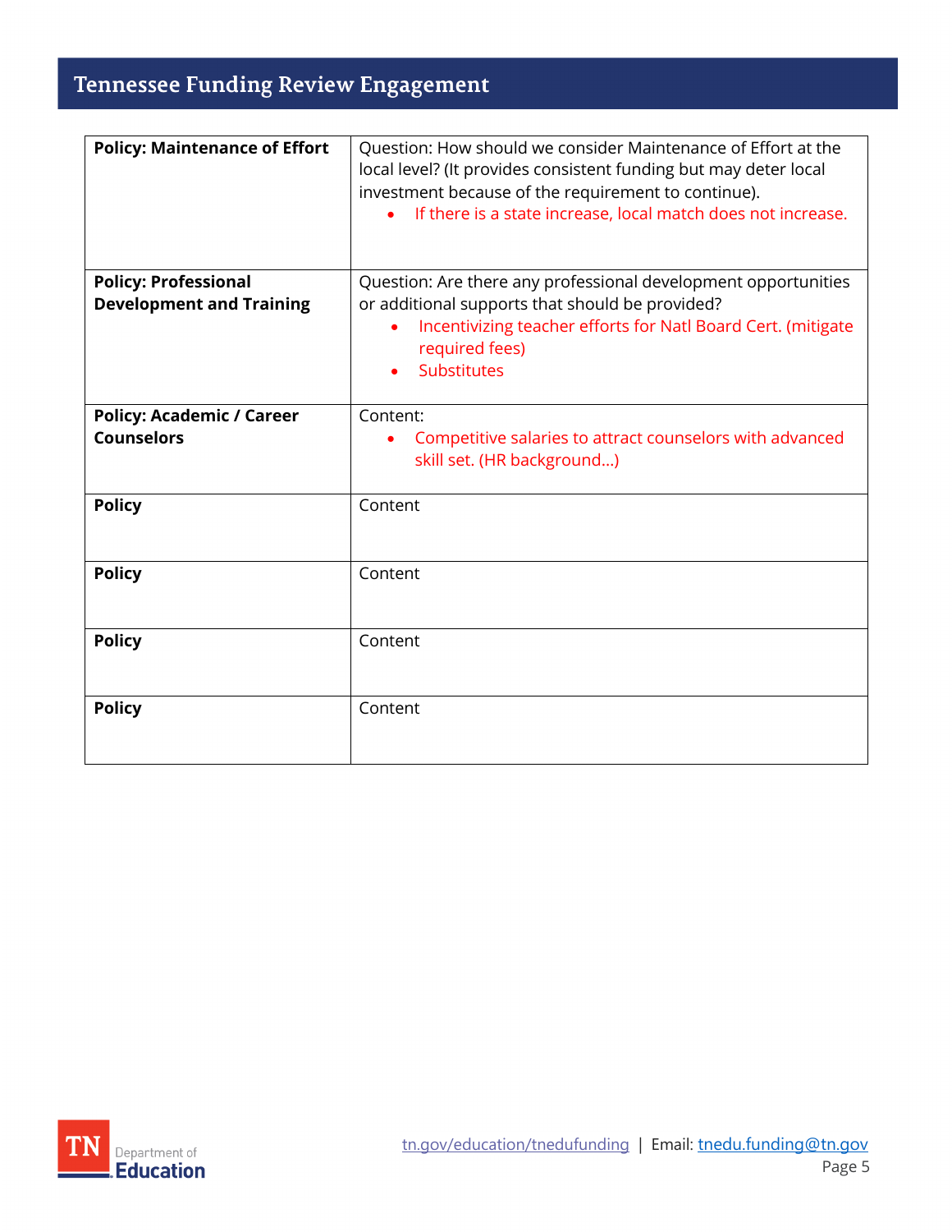| | |
|---|---|
| **Policy: Maintenance of Effort** | Question: How should we consider Maintenance of Effort at the local level? (It provides consistent funding but may deter local investment because of the requirement to continue).<br>• If there is a state increase, local match does not increase. |
| **Policy: Professional Development and Training** | Question: Are there any professional development opportunities or additional supports that should be provided?<br>• Incentivizing teacher efforts for Natl Board Cert. (mitigate required fees)<br>• Substitutes |
| **Policy: Academic / Career Counselors** | Content:<br>• Competitive salaries to attract counselors with advanced skill set. (HR background…) |
| **Policy** | Content |
| **Policy** | Content |
| **Policy** | Content |
| **Policy** | Content |

tn.gov/education/tnedufunding | Email: tnedu.funding@tn.gov